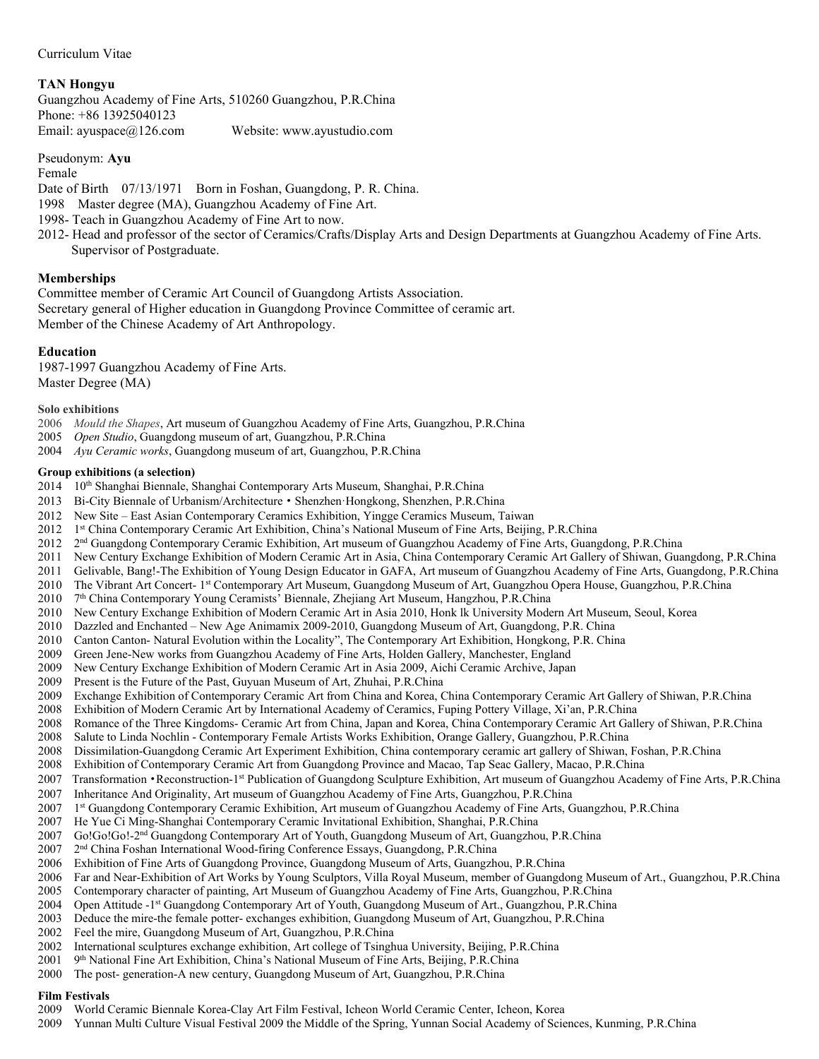Curriculum Vitae

**TAN Hongyu**
Guangzhou Academy of Fine Arts, 510260 Guangzhou, P.R.China
Phone: +86 13925040123
Email: ayuspace@126.com Website: www.ayustudio.com

Pseudonym: **Ayu**
Female
Date of Birth 07/13/1971 Born in Foshan, Guangdong, P. R. China.
1998 Master degree (MA), Guangzhou Academy of Fine Art.
1998- Teach in Guangzhou Academy of Fine Art to now.
2012- Head and professor of the sector of Ceramics/Crafts/Display Arts and Design Departments at Guangzhou Academy of Fine Arts. Supervisor of Postgraduate.

## Memberships

Committee member of Ceramic Art Council of Guangdong Artists Association.
Secretary general of Higher education in Guangdong Province Committee of ceramic art.
Member of the Chinese Academy of Art Anthropology.

## Education

1987-1997 Guangzhou Academy of Fine Arts.
Master Degree (MA)

### Solo exhibitions

2006 *Mould the Shapes*, Art museum of Guangzhou Academy of Fine Arts, Guangzhou, P.R.China
2005 *Open Studio*, Guangdong museum of art, Guangzhou, P.R.China
2004 *Ayu Ceramic works*, Guangdong museum of art, Guangzhou, P.R.China

### Group exhibitions (a selection)

2014 10th Shanghai Biennale, Shanghai Contemporary Arts Museum, Shanghai, P.R.China
2013 Bi-City Biennale of Urbanism/Architecture • Shenzhen·Hongkong, Shenzhen, P.R.China
2012 New Site – East Asian Contemporary Ceramics Exhibition, Yingge Ceramics Museum, Taiwan
2012 1st China Contemporary Ceramic Art Exhibition, China's National Museum of Fine Arts, Beijing, P.R.China
2012 2nd Guangdong Contemporary Ceramic Exhibition, Art museum of Guangzhou Academy of Fine Arts, Guangdong, P.R.China
2011 New Century Exchange Exhibition of Modern Ceramic Art in Asia, China Contemporary Ceramic Art Gallery of Shiwan, Guangdong, P.R.China
2011 Gelivable, Bang!-The Exhibition of Young Design Educator in GAFA, Art museum of Guangzhou Academy of Fine Arts, Guangdong, P.R.China
2010 The Vibrant Art Concert- 1st Contemporary Art Museum, Guangdong Museum of Art, Guangzhou Opera House, Guangzhou, P.R.China
2010 7th China Contemporary Young Ceramists' Biennale, Zhejiang Art Museum, Hangzhou, P.R.China
2010 New Century Exchange Exhibition of Modern Ceramic Art in Asia 2010, Honk lk University Modern Art Museum, Seoul, Korea
2010 Dazzled and Enchanted – New Age Animamix 2009-2010, Guangdong Museum of Art, Guangdong, P.R. China
2010 Canton Canton- Natural Evolution within the Locality", The Contemporary Art Exhibition, Hongkong, P.R. China
2009 Green Jene-New works from Guangzhou Academy of Fine Arts, Holden Gallery, Manchester, England
2009 New Century Exchange Exhibition of Modern Ceramic Art in Asia 2009, Aichi Ceramic Archive, Japan
2009 Present is the Future of the Past, Guyuan Museum of Art, Zhuhai, P.R.China
2009 Exchange Exhibition of Contemporary Ceramic Art from China and Korea, China Contemporary Ceramic Art Gallery of Shiwan, P.R.China
2008 Exhibition of Modern Ceramic Art by International Academy of Ceramics, Fuping Pottery Village, Xi'an, P.R.China
2008 Romance of the Three Kingdoms- Ceramic Art from China, Japan and Korea, China Contemporary Ceramic Art Gallery of Shiwan, P.R.China
2008 Salute to Linda Nochlin - Contemporary Female Artists Works Exhibition, Orange Gallery, Guangzhou, P.R.China
2008 Dissimilation-Guangdong Ceramic Art Experiment Exhibition, China contemporary ceramic art gallery of Shiwan, Foshan, P.R.China
2008 Exhibition of Contemporary Ceramic Art from Guangdong Province and Macao, Tap Seac Gallery, Macao, P.R.China
2007 Transformation •Reconstruction-1st Publication of Guangdong Sculpture Exhibition, Art museum of Guangzhou Academy of Fine Arts, P.R.China
2007 Inheritance And Originality, Art museum of Guangzhou Academy of Fine Arts, Guangzhou, P.R.China
2007 1st Guangdong Contemporary Ceramic Exhibition, Art museum of Guangzhou Academy of Fine Arts, Guangzhou, P.R.China
2007 He Yue Ci Ming-Shanghai Contemporary Ceramic Invitational Exhibition, Shanghai, P.R.China
2007 Go!Go!Go!-2nd Guangdong Contemporary Art of Youth, Guangdong Museum of Art, Guangzhou, P.R.China
2007 2nd China Foshan International Wood-firing Conference Essays, Guangdong, P.R.China
2006 Exhibition of Fine Arts of Guangdong Province, Guangdong Museum of Arts, Guangzhou, P.R.China
2006 Far and Near-Exhibition of Art Works by Young Sculptors, Villa Royal Museum, member of Guangdong Museum of Art., Guangzhou, P.R.China
2005 Contemporary character of painting, Art Museum of Guangzhou Academy of Fine Arts, Guangzhou, P.R.China
2004 Open Attitude -1st Guangdong Contemporary Art of Youth, Guangdong Museum of Art., Guangzhou, P.R.China
2003 Deduce the mire-the female potter- exchanges exhibition, Guangdong Museum of Art, Guangzhou, P.R.China
2002 Feel the mire, Guangdong Museum of Art, Guangzhou, P.R.China
2002 International sculptures exchange exhibition, Art college of Tsinghua University, Beijing, P.R.China
2001 9th National Fine Art Exhibition, China's National Museum of Fine Arts, Beijing, P.R.China
2000 The post- generation-A new century, Guangdong Museum of Art, Guangzhou, P.R.China

### Film Festivals

2009 World Ceramic Biennale Korea-Clay Art Film Festival, Icheon World Ceramic Center, Icheon, Korea
2009 Yunnan Multi Culture Visual Festival 2009 the Middle of the Spring, Yunnan Social Academy of Sciences, Kunming, P.R.China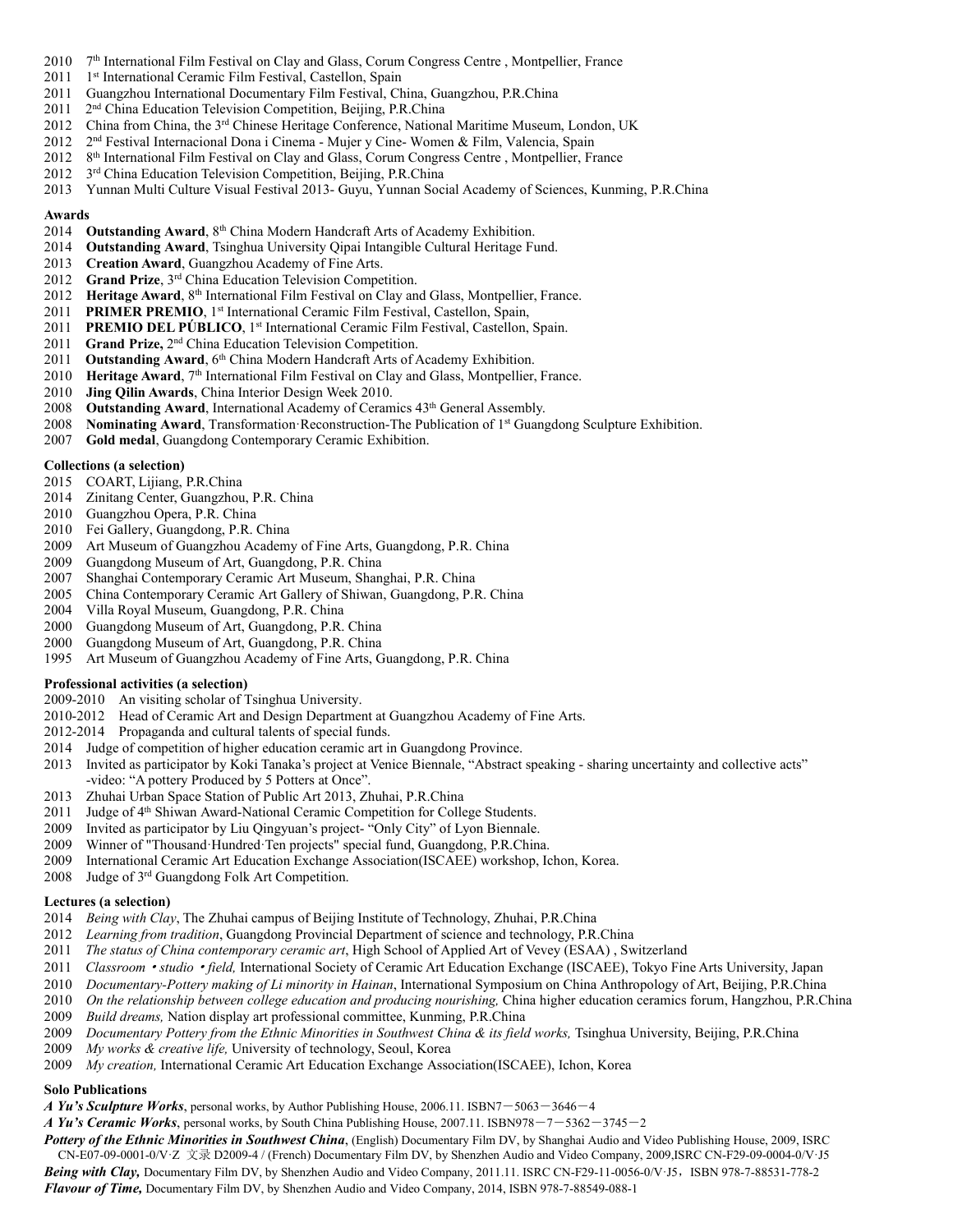2010 7th International Film Festival on Clay and Glass, Corum Congress Centre , Montpellier, France
2011 1st International Ceramic Film Festival, Castellon, Spain
2011 Guangzhou International Documentary Film Festival, China, Guangzhou, P.R.China
2011 2nd China Education Television Competition, Beijing, P.R.China
2012 China from China, the 3rd Chinese Heritage Conference, National Maritime Museum, London, UK
2012 2nd Festival Internacional Dona i Cinema - Mujer y Cine- Women & Film, Valencia, Spain
2012 8th International Film Festival on Clay and Glass, Corum Congress Centre , Montpellier, France
2012 3rd China Education Television Competition, Beijing, P.R.China
2013 Yunnan Multi Culture Visual Festival 2013- Guyu, Yunnan Social Academy of Sciences, Kunming, P.R.China

**Awards**

2014 **Outstanding Award**, 8th China Modern Handcraft Arts of Academy Exhibition.
2014 **Outstanding Award**, Tsinghua University Qipai Intangible Cultural Heritage Fund.
2013 **Creation Award**, Guangzhou Academy of Fine Arts.
2012 **Grand Prize**, 3rd China Education Television Competition.
2012 **Heritage Award**, 8th International Film Festival on Clay and Glass, Montpellier, France.
2011 **PRIMER PREMIO**, 1st International Ceramic Film Festival, Castellon, Spain,
2011 **PREMIO DEL PÚBLICO**, 1st International Ceramic Film Festival, Castellon, Spain.
2011 **Grand Prize,** 2nd China Education Television Competition.
2011 **Outstanding Award**, 6th China Modern Handcraft Arts of Academy Exhibition.
2010 **Heritage Award**, 7th International Film Festival on Clay and Glass, Montpellier, France.
2010 **Jing Qilin Awards**, China Interior Design Week 2010.
2008 **Outstanding Award**, International Academy of Ceramics 43th General Assembly.
2008 **Nominating Award**, Transformation·Reconstruction-The Publication of 1st Guangdong Sculpture Exhibition.
2007 **Gold medal**, Guangdong Contemporary Ceramic Exhibition.

**Collections (a selection)**

2015 COART, Lijiang, P.R.China
2014 Zinitang Center, Guangzhou, P.R. China
2010 Guangzhou Opera, P.R. China
2010 Fei Gallery, Guangdong, P.R. China
2009 Art Museum of Guangzhou Academy of Fine Arts, Guangdong, P.R. China
2009 Guangdong Museum of Art, Guangdong, P.R. China
2007 Shanghai Contemporary Ceramic Art Museum, Shanghai, P.R. China
2005 China Contemporary Ceramic Art Gallery of Shiwan, Guangdong, P.R. China
2004 Villa Royal Museum, Guangdong, P.R. China
2000 Guangdong Museum of Art, Guangdong, P.R. China
2000 Guangdong Museum of Art, Guangdong, P.R. China
1995 Art Museum of Guangzhou Academy of Fine Arts, Guangdong, P.R. China

**Professional activities (a selection)**

2009-2010 An visiting scholar of Tsinghua University.
2010-2012 Head of Ceramic Art and Design Department at Guangzhou Academy of Fine Arts.
2012-2014 Propaganda and cultural talents of special funds.
2014 Judge of competition of higher education ceramic art in Guangdong Province.
2013 Invited as participator by Koki Tanaka's project at Venice Biennale, "Abstract speaking - sharing uncertainty and collective acts" -video: "A pottery Produced by 5 Potters at Once".
2013 Zhuhai Urban Space Station of Public Art 2013, Zhuhai, P.R.China
2011 Judge of 4th Shiwan Award-National Ceramic Competition for College Students.
2009 Invited as participator by Liu Qingyuan's project- "Only City" of Lyon Biennale.
2009 Winner of "Thousand·Hundred·Ten projects" special fund, Guangdong, P.R.China.
2009 International Ceramic Art Education Exchange Association(ISCAEE) workshop, Ichon, Korea.
2008 Judge of 3rd Guangdong Folk Art Competition.

**Lectures (a selection)**

2014 *Being with Clay*, The Zhuhai campus of Beijing Institute of Technology, Zhuhai, P.R.China
2012 *Learning from tradition*, Guangdong Provincial Department of science and technology, P.R.China
2011 *The status of China contemporary ceramic art*, High School of Applied Art of Vevey (ESAA) , Switzerland
2011 *Classroom・studio・field,* International Society of Ceramic Art Education Exchange (ISCAEE), Tokyo Fine Arts University, Japan
2010 *Documentary-Pottery making of Li minority in Hainan*, International Symposium on China Anthropology of Art, Beijing, P.R.China
2010 *On the relationship between college education and producing nourishing,* China higher education ceramics forum, Hangzhou, P.R.China
2009 *Build dreams,* Nation display art professional committee, Kunming, P.R.China
2009 *Documentary Pottery from the Ethnic Minorities in Southwest China & its field works,* Tsinghua University, Beijing, P.R.China
2009 *My works & creative life,* University of technology, Seoul, Korea
2009 *My creation,* International Ceramic Art Education Exchange Association(ISCAEE), Ichon, Korea

**Solo Publications**

***A Yu's Sculpture Works***, personal works, by Author Publishing House, 2006.11. ISBN7－5063－3646－4
***A Yu's Ceramic Works***, personal works, by South China Publishing House, 2007.11. ISBN978－7－5362－3745－2
***Pottery of the Ethnic Minorities in Southwest China***, (English) Documentary Film DV, by Shanghai Audio and Video Publishing House, 2009, ISRC CN-E07-09-0001-0/V·Z 文录 D2009-4 / (French) Documentary Film DV, by Shenzhen Audio and Video Company, 2009,ISRC CN-F29-09-0004-0/V·J5
***Being with Clay,*** Documentary Film DV, by Shenzhen Audio and Video Company, 2011.11. ISRC CN-F29-11-0056-0/V·J5，ISBN 978-7-88531-778-2
***Flavour of Time,*** Documentary Film DV, by Shenzhen Audio and Video Company, 2014, ISBN 978-7-88549-088-1